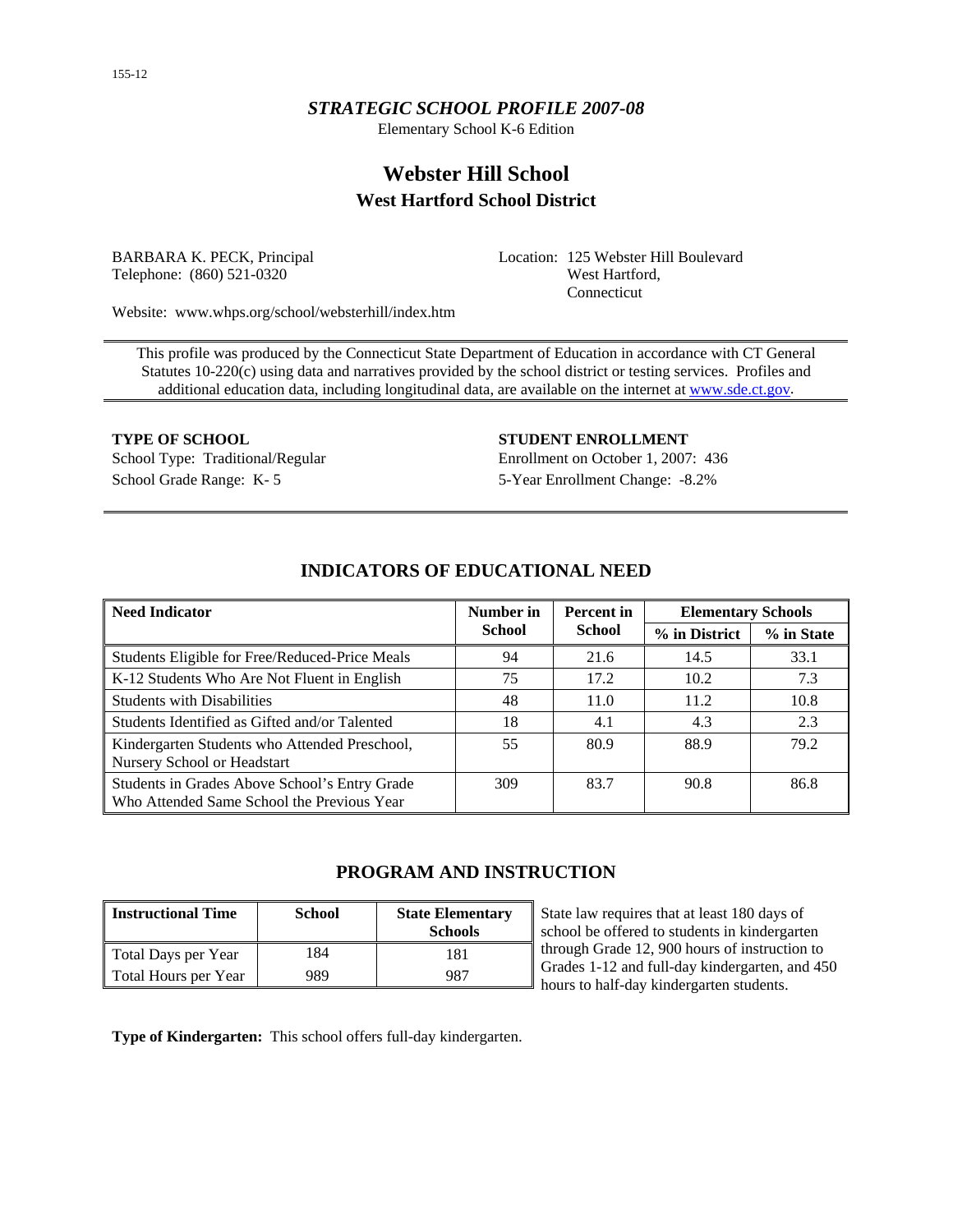*STRATEGIC SCHOOL PROFILE 2007-08*

Elementary School K-6 Edition

# Webster Hill School

## West Hartford School District

BARBARA K. PECK, Principal
Telephone: (860) 521-0320

Location: 125 Webster Hill Boulevard
West Hartford,
Connecticut

Website: www.whps.org/school/websterhill/index.htm

This profile was produced by the Connecticut State Department of Education in accordance with CT General Statutes 10-220(c) using data and narratives provided by the school district or testing services. Profiles and additional education data, including longitudinal data, are available on the internet at www.sde.ct.gov.

**TYPE OF SCHOOL**

School Type: Traditional/Regular

School Grade Range: K- 5

**STUDENT ENROLLMENT**

Enrollment on October 1, 2007: 436

5-Year Enrollment Change: -8.2%

## INDICATORS OF EDUCATIONAL NEED

| Need Indicator | Number in School | Percent in School | Elementary Schools | |
|---|---|---|---|---|
| | | | % in District | % in State |
| Students Eligible for Free/Reduced-Price Meals | 94 | 21.6 | 14.5 | 33.1 |
| K-12 Students Who Are Not Fluent in English | 75 | 17.2 | 10.2 | 7.3 |
| Students with Disabilities | 48 | 11.0 | 11.2 | 10.8 |
| Students Identified as Gifted and/or Talented | 18 | 4.1 | 4.3 | 2.3 |
| Kindergarten Students who Attended Preschool, Nursery School or Headstart | 55 | 80.9 | 88.9 | 79.2 |
| Students in Grades Above School's Entry Grade Who Attended Same School the Previous Year | 309 | 83.7 | 90.8 | 86.8 |

## PROGRAM AND INSTRUCTION

| Instructional Time | School | State Elementary Schools |
|---|---|---|
| Total Days per Year | 184 | 181 |
| Total Hours per Year | 989 | 987 |

State law requires that at least 180 days of school be offered to students in kindergarten through Grade 12, 900 hours of instruction to Grades 1-12 and full-day kindergarten, and 450 hours to half-day kindergarten students.

**Type of Kindergarten:** This school offers full-day kindergarten.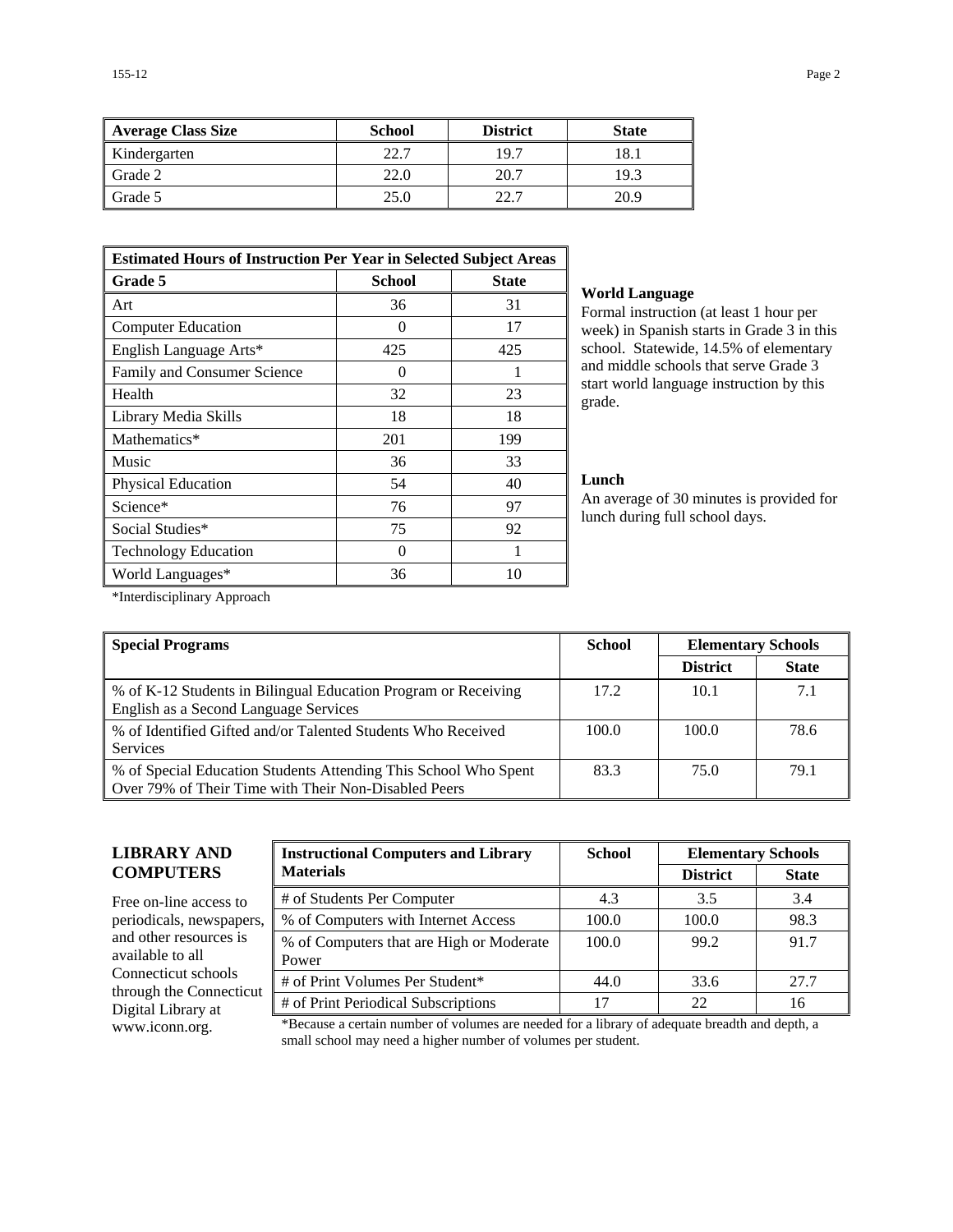| Average Class Size | School | District | State |
|---|---|---|---|
| Kindergarten | 22.7 | 19.7 | 18.1 |
| Grade 2 | 22.0 | 20.7 | 19.3 |
| Grade 5 | 25.0 | 22.7 | 20.9 |

| Estimated Hours of Instruction Per Year in Selected Subject Areas | | |
|---|---|---|
| **Grade 5** | **School** | **State** |
| Art | 36 | 31 |
| Computer Education | 0 | 17 |
| English Language Arts* | 425 | 425 |
| Family and Consumer Science | 0 | 1 |
| Health | 32 | 23 |
| Library Media Skills | 18 | 18 |
| Mathematics* | 201 | 199 |
| Music | 36 | 33 |
| Physical Education | 54 | 40 |
| Science* | 76 | 97 |
| Social Studies* | 75 | 92 |
| Technology Education | 0 | 1 |
| World Languages* | 36 | 10 |

*Interdisciplinary Approach

**World Language**

Formal instruction (at least 1 hour per week) in Spanish starts in Grade 3 in this school. Statewide, 14.5% of elementary and middle schools that serve Grade 3 start world language instruction by this grade.

**Lunch**

An average of 30 minutes is provided for lunch during full school days.

| Special Programs | School | Elementary Schools | |
|---|---|---|---|
| | | **District** | **State** |
| % of K-12 Students in Bilingual Education Program or Receiving English as a Second Language Services | 17.2 | 10.1 | 7.1 |
| % of Identified Gifted and/or Talented Students Who Received Services | 100.0 | 100.0 | 78.6 |
| % of Special Education Students Attending This School Who Spent Over 79% of Their Time with Their Non-Disabled Peers | 83.3 | 75.0 | 79.1 |

## LIBRARY AND COMPUTERS

Free on-line access to periodicals, newspapers, and other resources is available to all Connecticut schools through the Connecticut Digital Library at www.iconn.org.

| Instructional Computers and Library Materials | School | Elementary Schools | |
|---|---|---|---|
| | | **District** | **State** |
| # of Students Per Computer | 4.3 | 3.5 | 3.4 |
| % of Computers with Internet Access | 100.0 | 100.0 | 98.3 |
| % of Computers that are High or Moderate Power | 100.0 | 99.2 | 91.7 |
| # of Print Volumes Per Student* | 44.0 | 33.6 | 27.7 |
| # of Print Periodical Subscriptions | 17 | 22 | 16 |

*Because a certain number of volumes are needed for a library of adequate breadth and depth, a small school may need a higher number of volumes per student.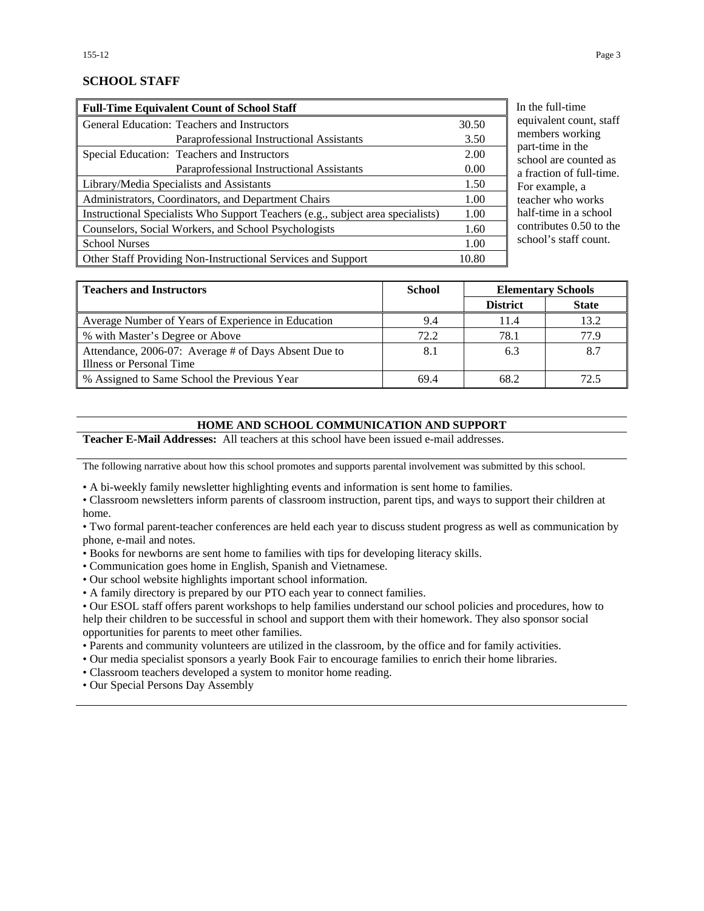## SCHOOL STAFF

| Full-Time Equivalent Count of School Staff | | |
|---|---|---|
| General Education: | Teachers and Instructors | 30.50 |
| | Paraprofessional Instructional Assistants | 3.50 |
| Special Education: | Teachers and Instructors | 2.00 |
| | Paraprofessional Instructional Assistants | 0.00 |
| Library/Media Specialists and Assistants | | 1.50 |
| Administrators, Coordinators, and Department Chairs | | 1.00 |
| Instructional Specialists Who Support Teachers (e.g., subject area specialists) | | 1.00 |
| Counselors, Social Workers, and School Psychologists | | 1.60 |
| School Nurses | | 1.00 |
| Other Staff Providing Non-Instructional Services and Support | | 10.80 |

In the full-time equivalent count, staff members working part-time in the school are counted as a fraction of full-time. For example, a teacher who works half-time in a school contributes 0.50 to the school's staff count.

| Teachers and Instructors | School | Elementary Schools | |
|---|---|---|---|
| | | District | State |
| Average Number of Years of Experience in Education | 9.4 | 11.4 | 13.2 |
| % with Master's Degree or Above | 72.2 | 78.1 | 77.9 |
| Attendance, 2006-07: Average # of Days Absent Due to Illness or Personal Time | 8.1 | 6.3 | 8.7 |
| % Assigned to Same School the Previous Year | 69.4 | 68.2 | 72.5 |

## HOME AND SCHOOL COMMUNICATION AND SUPPORT

**Teacher E-Mail Addresses:** All teachers at this school have been issued e-mail addresses.

The following narrative about how this school promotes and supports parental involvement was submitted by this school.

- A bi-weekly family newsletter highlighting events and information is sent home to families.
- Classroom newsletters inform parents of classroom instruction, parent tips, and ways to support their children at home.
- Two formal parent-teacher conferences are held each year to discuss student progress as well as communication by phone, e-mail and notes.
- Books for newborns are sent home to families with tips for developing literacy skills.
- Communication goes home in English, Spanish and Vietnamese.
- Our school website highlights important school information.
- A family directory is prepared by our PTO each year to connect families.
- Our ESOL staff offers parent workshops to help families understand our school policies and procedures, how to help their children to be successful in school and support them with their homework. They also sponsor social opportunities for parents to meet other families.
- Parents and community volunteers are utilized in the classroom, by the office and for family activities.
- Our media specialist sponsors a yearly Book Fair to encourage families to enrich their home libraries.
- Classroom teachers developed a system to monitor home reading.
- Our Special Persons Day Assembly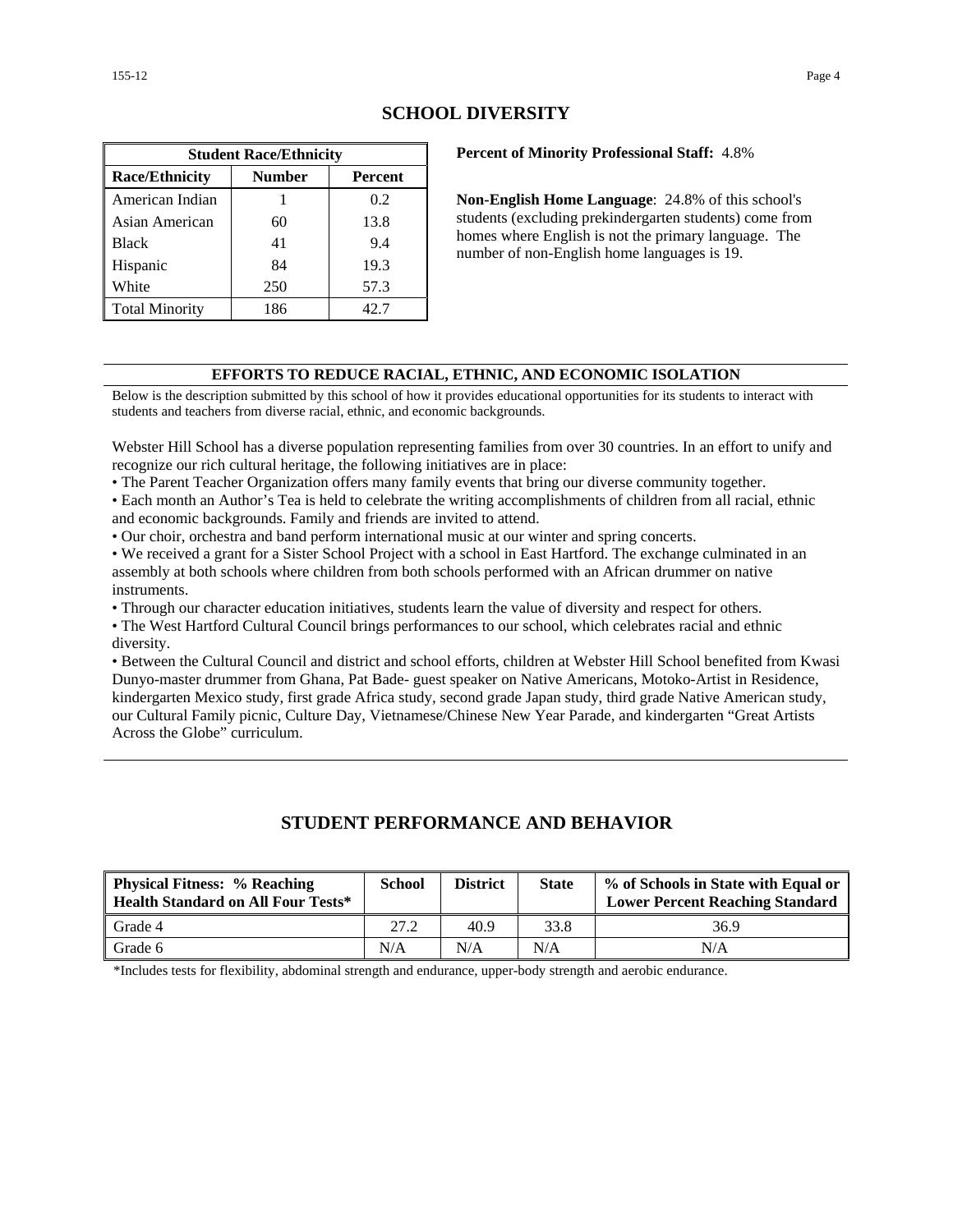## SCHOOL DIVERSITY

| Student Race/Ethnicity | | |
|---|---|---|
| **Race/Ethnicity** | **Number** | **Percent** |
| American Indian | 1 | 0.2 |
| Asian American | 60 | 13.8 |
| Black | 41 | 9.4 |
| Hispanic | 84 | 19.3 |
| White | 250 | 57.3 |
| Total Minority | 186 | 42.7 |

**Percent of Minority Professional Staff:** 4.8%

**Non-English Home Language**: 24.8% of this school's students (excluding prekindergarten students) come from homes where English is not the primary language. The number of non-English home languages is 19.

### EFFORTS TO REDUCE RACIAL, ETHNIC, AND ECONOMIC ISOLATION

Below is the description submitted by this school of how it provides educational opportunities for its students to interact with students and teachers from diverse racial, ethnic, and economic backgrounds.

Webster Hill School has a diverse population representing families from over 30 countries. In an effort to unify and recognize our rich cultural heritage, the following initiatives are in place:

- The Parent Teacher Organization offers many family events that bring our diverse community together.
- Each month an Author's Tea is held to celebrate the writing accomplishments of children from all racial, ethnic and economic backgrounds. Family and friends are invited to attend.
- Our choir, orchestra and band perform international music at our winter and spring concerts.
- We received a grant for a Sister School Project with a school in East Hartford. The exchange culminated in an assembly at both schools where children from both schools performed with an African drummer on native instruments.
- Through our character education initiatives, students learn the value of diversity and respect for others.
- The West Hartford Cultural Council brings performances to our school, which celebrates racial and ethnic diversity.
- Between the Cultural Council and district and school efforts, children at Webster Hill School benefited from Kwasi Dunyo-master drummer from Ghana, Pat Bade- guest speaker on Native Americans, Motoko-Artist in Residence, kindergarten Mexico study, first grade Africa study, second grade Japan study, third grade Native American study, our Cultural Family picnic, Culture Day, Vietnamese/Chinese New Year Parade, and kindergarten "Great Artists Across the Globe" curriculum.

## STUDENT PERFORMANCE AND BEHAVIOR

| Physical Fitness: % Reaching Health Standard on All Four Tests* | School | District | State | % of Schools in State with Equal or Lower Percent Reaching Standard |
|---|---|---|---|---|
| Grade 4 | 27.2 | 40.9 | 33.8 | 36.9 |
| Grade 6 | N/A | N/A | N/A | N/A |

*Includes tests for flexibility, abdominal strength and endurance, upper-body strength and aerobic endurance.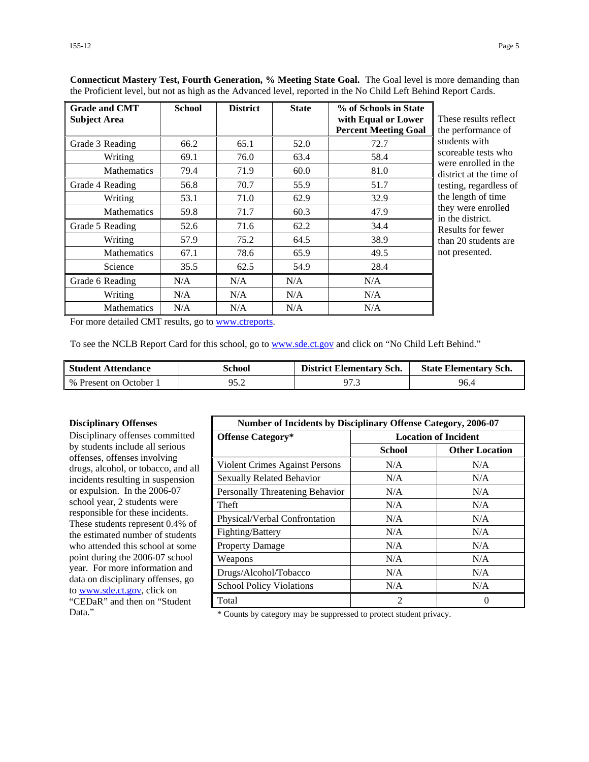**Connecticut Mastery Test, Fourth Generation, % Meeting State Goal.** The Goal level is more demanding than the Proficient level, but not as high as the Advanced level, reported in the No Child Left Behind Report Cards.

| Grade and CMT Subject Area | School | District | State | % of Schools in State with Equal or Lower Percent Meeting Goal |
|---|---|---|---|---|
| Grade 3 Reading | 66.2 | 65.1 | 52.0 | 72.7 |
| Writing | 69.1 | 76.0 | 63.4 | 58.4 |
| Mathematics | 79.4 | 71.9 | 60.0 | 81.0 |
| Grade 4 Reading | 56.8 | 70.7 | 55.9 | 51.7 |
| Writing | 53.1 | 71.0 | 62.9 | 32.9 |
| Mathematics | 59.8 | 71.7 | 60.3 | 47.9 |
| Grade 5 Reading | 52.6 | 71.6 | 62.2 | 34.4 |
| Writing | 57.9 | 75.2 | 64.5 | 38.9 |
| Mathematics | 67.1 | 78.6 | 65.9 | 49.5 |
| Science | 35.5 | 62.5 | 54.9 | 28.4 |
| Grade 6 Reading | N/A | N/A | N/A | N/A |
| Writing | N/A | N/A | N/A | N/A |
| Mathematics | N/A | N/A | N/A | N/A |

These results reflect the performance of students with scoreable tests who were enrolled in the district at the time of testing, regardless of the length of time they were enrolled in the district. Results for fewer than 20 students are not presented.

For more detailed CMT results, go to www.ctreports.

To see the NCLB Report Card for this school, go to www.sde.ct.gov and click on "No Child Left Behind."

| Student Attendance | School | District Elementary Sch. | State Elementary Sch. |
|---|---|---|---|
| % Present on October 1 | 95.2 | 97.3 | 96.4 |

**Disciplinary Offenses**

Disciplinary offenses committed by students include all serious offenses, offenses involving drugs, alcohol, or tobacco, and all incidents resulting in suspension or expulsion. In the 2006-07 school year, 2 students were responsible for these incidents. These students represent 0.4% of the estimated number of students who attended this school at some point during the 2006-07 school year. For more information and data on disciplinary offenses, go to www.sde.ct.gov, click on "CEDaR" and then on "Student Data."

| Number of Incidents by Disciplinary Offense Category, 2006-07 | | |
|---|---|---|
| Offense Category* | Location of Incident | |
| | School | Other Location |
| Violent Crimes Against Persons | N/A | N/A |
| Sexually Related Behavior | N/A | N/A |
| Personally Threatening Behavior | N/A | N/A |
| Theft | N/A | N/A |
| Physical/Verbal Confrontation | N/A | N/A |
| Fighting/Battery | N/A | N/A |
| Property Damage | N/A | N/A |
| Weapons | N/A | N/A |
| Drugs/Alcohol/Tobacco | N/A | N/A |
| School Policy Violations | N/A | N/A |
| Total | 2 | 0 |

* Counts by category may be suppressed to protect student privacy.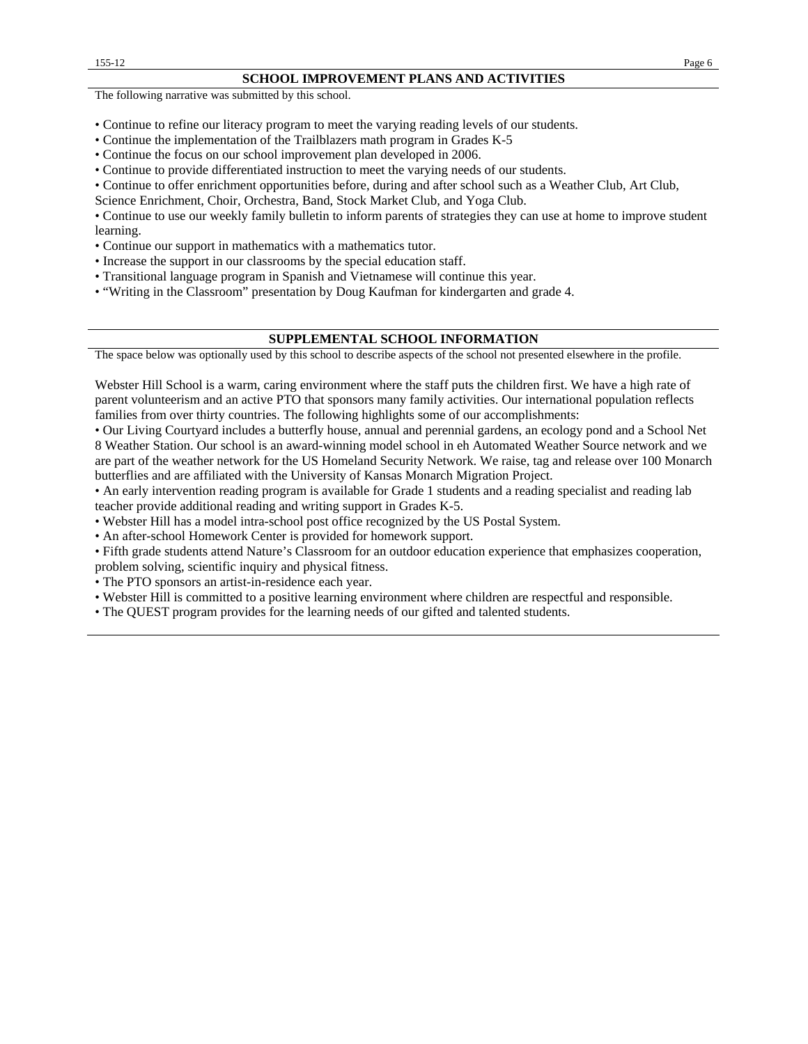## SCHOOL IMPROVEMENT PLANS AND ACTIVITIES

The following narrative was submitted by this school.

- Continue to refine our literacy program to meet the varying reading levels of our students.
- Continue the implementation of the Trailblazers math program in Grades K-5
- Continue the focus on our school improvement plan developed in 2006.
- Continue to provide differentiated instruction to meet the varying needs of our students.
- Continue to offer enrichment opportunities before, during and after school such as a Weather Club, Art Club, Science Enrichment, Choir, Orchestra, Band, Stock Market Club, and Yoga Club.
- Continue to use our weekly family bulletin to inform parents of strategies they can use at home to improve student learning.
- Continue our support in mathematics with a mathematics tutor.
- Increase the support in our classrooms by the special education staff.
- Transitional language program in Spanish and Vietnamese will continue this year.
- "Writing in the Classroom" presentation by Doug Kaufman for kindergarten and grade 4.

## SUPPLEMENTAL SCHOOL INFORMATION

The space below was optionally used by this school to describe aspects of the school not presented elsewhere in the profile.

Webster Hill School is a warm, caring environment where the staff puts the children first. We have a high rate of parent volunteerism and an active PTO that sponsors many family activities. Our international population reflects families from over thirty countries. The following highlights some of our accomplishments:

- Our Living Courtyard includes a butterfly house, annual and perennial gardens, an ecology pond and a School Net 8 Weather Station. Our school is an award-winning model school in eh Automated Weather Source network and we are part of the weather network for the US Homeland Security Network. We raise, tag and release over 100 Monarch butterflies and are affiliated with the University of Kansas Monarch Migration Project.
- An early intervention reading program is available for Grade 1 students and a reading specialist and reading lab teacher provide additional reading and writing support in Grades K-5.
- Webster Hill has a model intra-school post office recognized by the US Postal System.
- An after-school Homework Center is provided for homework support.
- Fifth grade students attend Nature's Classroom for an outdoor education experience that emphasizes cooperation, problem solving, scientific inquiry and physical fitness.
- The PTO sponsors an artist-in-residence each year.
- Webster Hill is committed to a positive learning environment where children are respectful and responsible.
- The QUEST program provides for the learning needs of our gifted and talented students.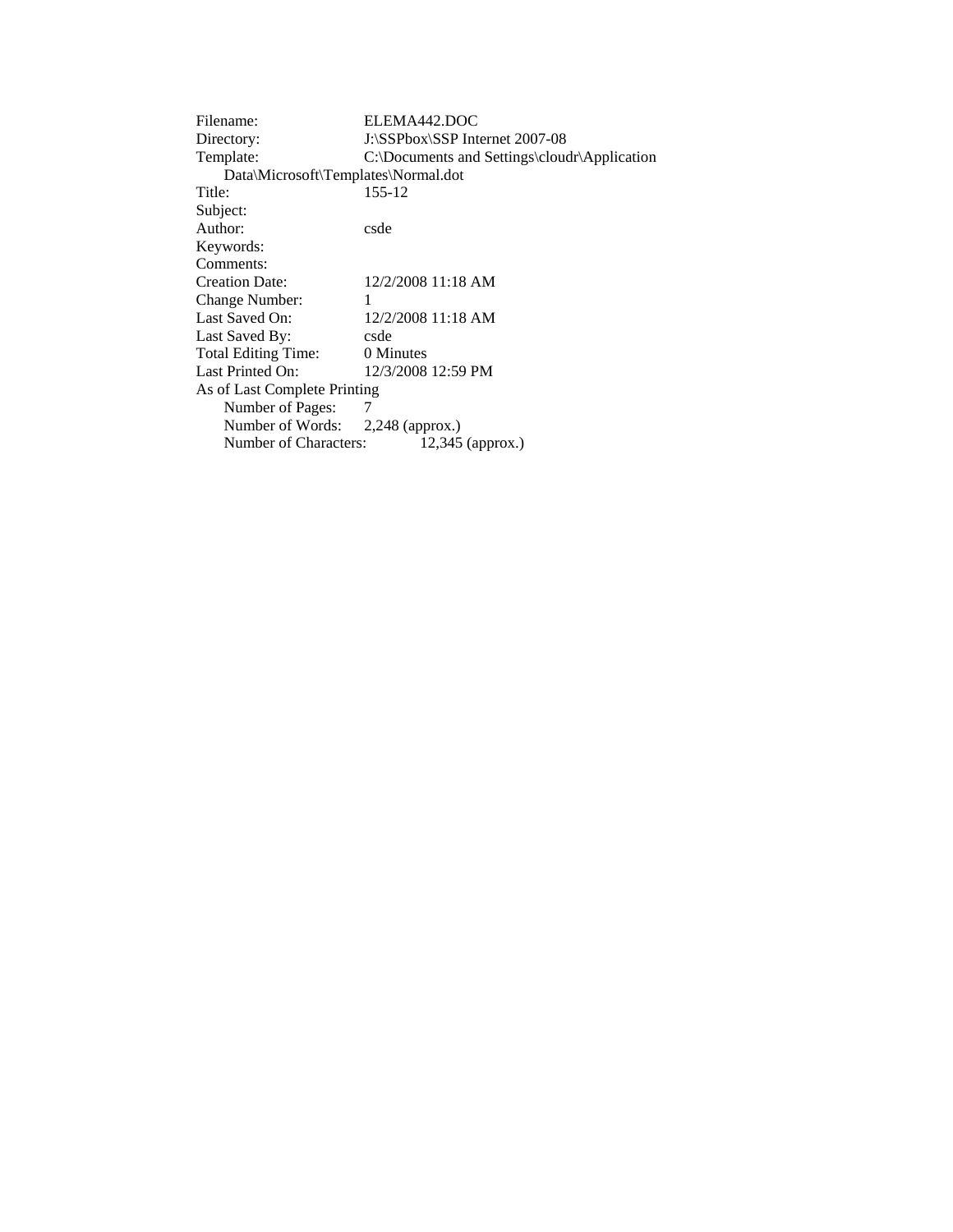Filename: ELEMA442.DOC
Directory: J:\SSPbox\SSP Internet 2007-08
Template: C:\Documents and Settings\cloudr\Application Data\Microsoft\Templates\Normal.dot
Title: 155-12
Subject:
Author: csde
Keywords:
Comments:
Creation Date: 12/2/2008 11:18 AM
Change Number: 1
Last Saved On: 12/2/2008 11:18 AM
Last Saved By: csde
Total Editing Time: 0 Minutes
Last Printed On: 12/3/2008 12:59 PM
As of Last Complete Printing
Number of Pages: 7
Number of Words: 2,248 (approx.)
Number of Characters: 12,345 (approx.)